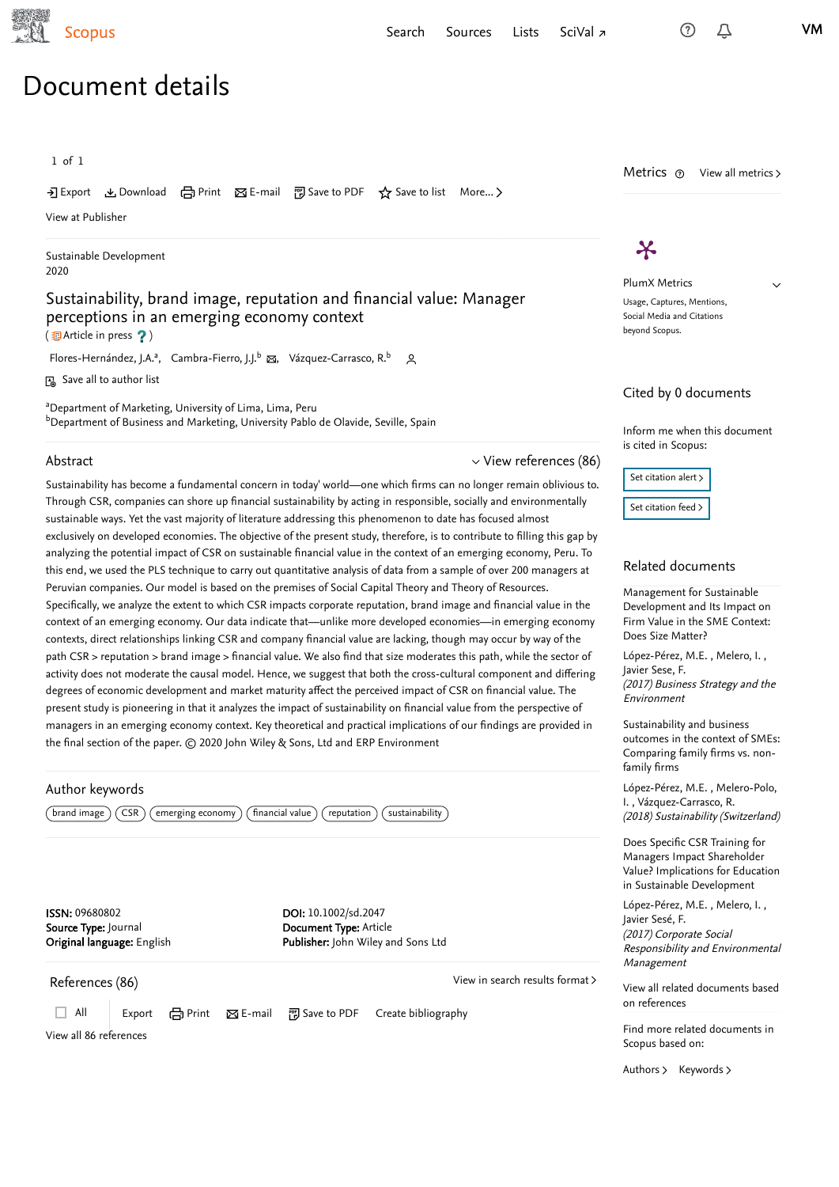# Document details

Sustainable Development
2020

## Sustainability, brand image, reputation and financial value: Manager perceptions in an emerging economy context

(Article in press)

Flores-Hernández, J.A.[a], Cambra-Fierro, J.J.[b], Vázquez-Carrasco, R.[b]

[a]Department of Marketing, University of Lima, Lima, Peru
[b]Department of Business and Marketing, University Pablo de Olavide, Seville, Spain

### Abstract

Sustainability has become a fundamental concern in today' world—one which firms can no longer remain oblivious to. Through CSR, companies can shore up financial sustainability by acting in responsible, socially and environmentally sustainable ways. Yet the vast majority of literature addressing this phenomenon to date has focused almost exclusively on developed economies. The objective of the present study, therefore, is to contribute to filling this gap by analyzing the potential impact of CSR on sustainable financial value in the context of an emerging economy, Peru. To this end, we used the PLS technique to carry out quantitative analysis of data from a sample of over 200 managers at Peruvian companies. Our model is based on the premises of Social Capital Theory and Theory of Resources. Specifically, we analyze the extent to which CSR impacts corporate reputation, brand image and financial value in the context of an emerging economy. Our data indicate that—unlike more developed economies—in emerging economy contexts, direct relationships linking CSR and company financial value are lacking, though may occur by way of the path CSR > reputation > brand image > financial value. We also find that size moderates this path, while the sector of activity does not moderate the causal model. Hence, we suggest that both the cross-cultural component and differing degrees of economic development and market maturity affect the perceived impact of CSR on financial value. The present study is pioneering in that it analyzes the impact of sustainability on financial value from the perspective of managers in an emerging economy context. Key theoretical and practical implications of our findings are provided in the final section of the paper. © 2020 John Wiley & Sons, Ltd and ERP Environment

### Author keywords

brand image; CSR; emerging economy; financial value; reputation; sustainability

**ISSN:** 09680802
**Source Type:** Journal
**Original language:** English
**DOI:** 10.1002/sd.2047
**Document Type:** Article
**Publisher:** John Wiley and Sons Ltd

### References (86)

View all 86 references

### Related documents

Management for Sustainable Development and Its Impact on Firm Value in the SME Context: Does Size Matter?
López-Pérez, M.E. , Melero, I. , Javier Sese, F.
*(2017) Business Strategy and the Environment*

Sustainability and business outcomes in the context of SMEs: Comparing family firms vs. non-family firms
López-Pérez, M.E. , Melero-Polo, I. , Vázquez-Carrasco, R.
*(2018) Sustainability (Switzerland)*

Does Specific CSR Training for Managers Impact Shareholder Value? Implications for Education in Sustainable Development
López-Pérez, M.E. , Melero, I. , Javier Sesé, F.
*(2017) Corporate Social Responsibility and Environmental Management*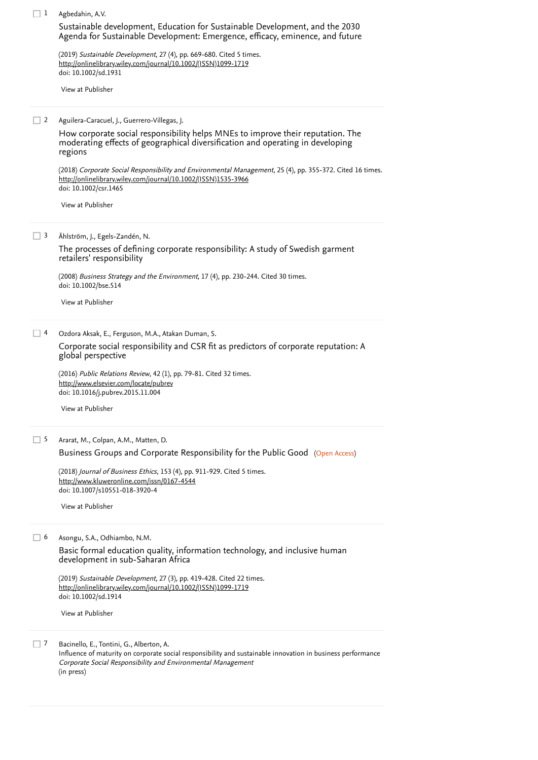1 Agbedahin, A.V.

Sustainable development, Education for Sustainable Development, and the 2030 Agenda for Sustainable Development: Emergence, efficacy, eminence, and future

(2019) *Sustainable Development*, 27 (4), pp. 669-680. Cited 5 times.
http://onlinelibrary.wiley.com/journal/10.1002/(ISSN)1099-1719
doi: 10.1002/sd.1931

View at Publisher

---

2 Aguilera-Caracuel, J., Guerrero-Villegas, J.

How corporate social responsibility helps MNEs to improve their reputation. The moderating effects of geographical diversification and operating in developing regions

(2018) *Corporate Social Responsibility and Environmental Management*, 25 (4), pp. 355-372. Cited 16 times.
http://onlinelibrary.wiley.com/journal/10.1002/(ISSN)1535-3966
doi: 10.1002/csr.1465

View at Publisher

---

3 Ählström, J., Egels-Zandén, N.

The processes of defining corporate responsibility: A study of Swedish garment retailers' responsibility

(2008) *Business Strategy and the Environment*, 17 (4), pp. 230-244. Cited 30 times.
doi: 10.1002/bse.514

View at Publisher

---

4 Ozdora Aksak, E., Ferguson, M.A., Atakan Duman, S.

Corporate social responsibility and CSR fit as predictors of corporate reputation: A global perspective

(2016) *Public Relations Review*, 42 (1), pp. 79-81. Cited 32 times.
http://www.elsevier.com/locate/pubrev
doi: 10.1016/j.pubrev.2015.11.004

View at Publisher

---

5 Ararat, M., Colpan, A.M., Matten, D.

Business Groups and Corporate Responsibility for the Public Good (Open Access)

(2018) *Journal of Business Ethics*, 153 (4), pp. 911-929. Cited 5 times.
http://www.kluweronline.com/issn/0167-4544
doi: 10.1007/s10551-018-3920-4

View at Publisher

---

6 Asongu, S.A., Odhiambo, N.M.

Basic formal education quality, information technology, and inclusive human development in sub-Saharan Africa

(2019) *Sustainable Development*, 27 (3), pp. 419-428. Cited 22 times.
http://onlinelibrary.wiley.com/journal/10.1002/(ISSN)1099-1719
doi: 10.1002/sd.1914

View at Publisher

---

7 Bacinello, E., Tontini, G., Alberton, A.

Influence of maturity on corporate social responsibility and sustainable innovation in business performance
*Corporate Social Responsibility and Environmental Management*
(in press)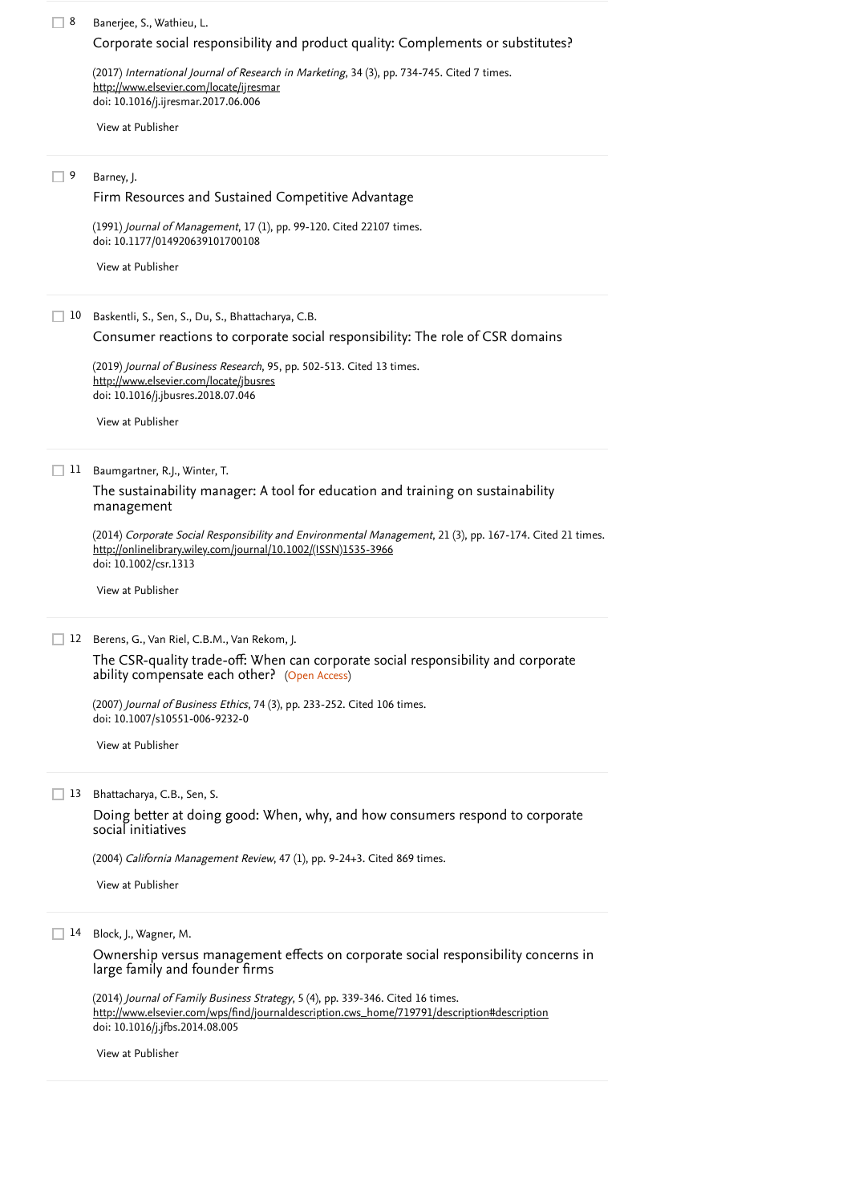8 Banerjee, S., Wathieu, L.

Corporate social responsibility and product quality: Complements or substitutes?

(2017) *International Journal of Research in Marketing*, 34 (3), pp. 734-745. Cited 7 times.
http://www.elsevier.com/locate/ijresmar
doi: 10.1016/j.ijresmar.2017.06.006

View at Publisher

9 Barney, J.

Firm Resources and Sustained Competitive Advantage

(1991) *Journal of Management*, 17 (1), pp. 99-120. Cited 22107 times.
doi: 10.1177/014920639101700108

View at Publisher

10 Baskentli, S., Sen, S., Du, S., Bhattacharya, C.B.

Consumer reactions to corporate social responsibility: The role of CSR domains

(2019) *Journal of Business Research*, 95, pp. 502-513. Cited 13 times.
http://www.elsevier.com/locate/jbusres
doi: 10.1016/j.jbusres.2018.07.046

View at Publisher

11 Baumgartner, R.J., Winter, T.

The sustainability manager: A tool for education and training on sustainability management

(2014) *Corporate Social Responsibility and Environmental Management*, 21 (3), pp. 167-174. Cited 21 times.
http://onlinelibrary.wiley.com/journal/10.1002/(ISSN)1535-3966
doi: 10.1002/csr.1313

View at Publisher

12 Berens, G., Van Riel, C.B.M., Van Rekom, J.

The CSR-quality trade-off: When can corporate social responsibility and corporate ability compensate each other? (Open Access)

(2007) *Journal of Business Ethics*, 74 (3), pp. 233-252. Cited 106 times.
doi: 10.1007/s10551-006-9232-0

View at Publisher

13 Bhattacharya, C.B., Sen, S.

Doing better at doing good: When, why, and how consumers respond to corporate social initiatives

(2004) *California Management Review*, 47 (1), pp. 9-24+3. Cited 869 times.

View at Publisher

14 Block, J., Wagner, M.

Ownership versus management effects on corporate social responsibility concerns in large family and founder firms

(2014) *Journal of Family Business Strategy*, 5 (4), pp. 339-346. Cited 16 times.
http://www.elsevier.com/wps/find/journaldescription.cws_home/719791/description#description
doi: 10.1016/j.jfbs.2014.08.005

View at Publisher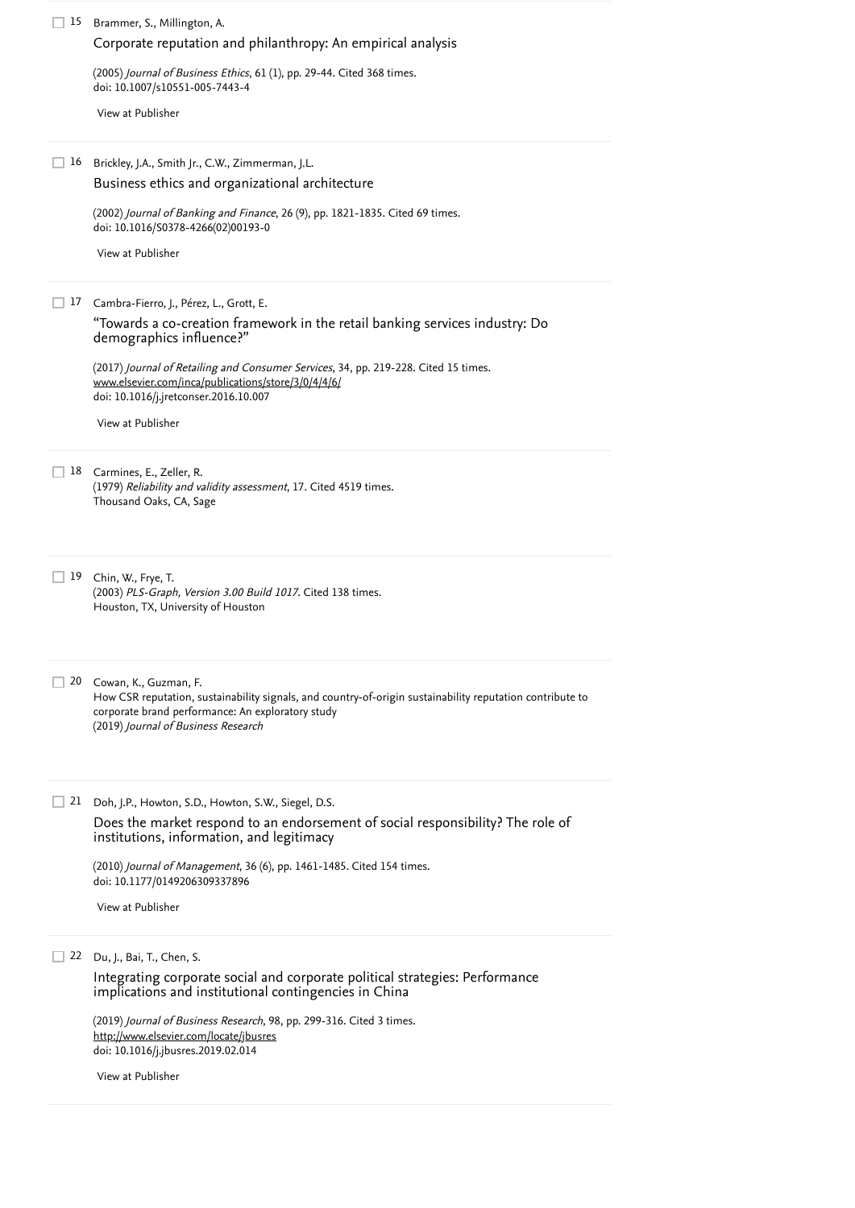15 Brammer, S., Millington, A.

Corporate reputation and philanthropy: An empirical analysis

(2005) *Journal of Business Ethics*, 61 (1), pp. 29-44. Cited 368 times.
doi: 10.1007/s10551-005-7443-4

View at Publisher

16 Brickley, J.A., Smith Jr., C.W., Zimmerman, J.L.

Business ethics and organizational architecture

(2002) *Journal of Banking and Finance*, 26 (9), pp. 1821-1835. Cited 69 times.
doi: 10.1016/S0378-4266(02)00193-0

View at Publisher

17 Cambra-Fierro, J., Pérez, L., Grott, E.

"Towards a co-creation framework in the retail banking services industry: Do demographics influence?"

(2017) *Journal of Retailing and Consumer Services*, 34, pp. 219-228. Cited 15 times.
www.elsevier.com/inca/publications/store/3/0/4/4/6/
doi: 10.1016/j.jretconser.2016.10.007

View at Publisher

18 Carmines, E., Zeller, R.
(1979) *Reliability and validity assessment*, 17. Cited 4519 times.
Thousand Oaks, CA, Sage

19 Chin, W., Frye, T.
(2003) *PLS-Graph, Version 3.00 Build 1017*. Cited 138 times.
Houston, TX, University of Houston

20 Cowan, K., Guzman, F.
How CSR reputation, sustainability signals, and country-of-origin sustainability reputation contribute to corporate brand performance: An exploratory study
(2019) *Journal of Business Research*

21 Doh, J.P., Howton, S.D., Howton, S.W., Siegel, D.S.

Does the market respond to an endorsement of social responsibility? The role of institutions, information, and legitimacy

(2010) *Journal of Management*, 36 (6), pp. 1461-1485. Cited 154 times.
doi: 10.1177/0149206309337896

View at Publisher

22 Du, J., Bai, T., Chen, S.

Integrating corporate social and corporate political strategies: Performance implications and institutional contingencies in China

(2019) *Journal of Business Research*, 98, pp. 299-316. Cited 3 times.
http://www.elsevier.com/locate/jbusres
doi: 10.1016/j.jbusres.2019.02.014

View at Publisher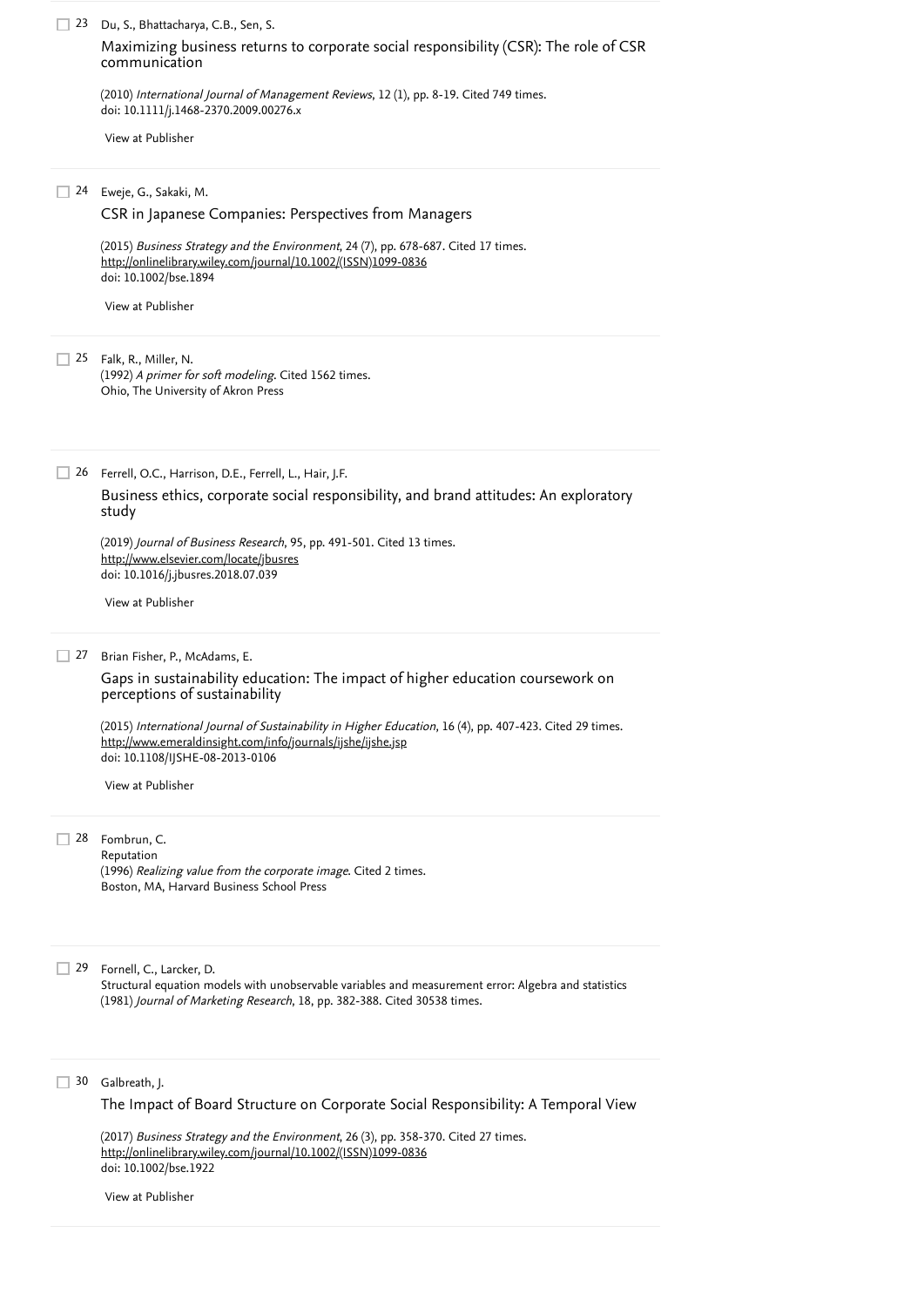23 Du, S., Bhattacharya, C.B., Sen, S.

Maximizing business returns to corporate social responsibility (CSR): The role of CSR communication

(2010) *International Journal of Management Reviews*, 12 (1), pp. 8-19. Cited 749 times.
doi: 10.1111/j.1468-2370.2009.00276.x

View at Publisher

24 Eweje, G., Sakaki, M.

CSR in Japanese Companies: Perspectives from Managers

(2015) *Business Strategy and the Environment*, 24 (7), pp. 678-687. Cited 17 times.
http://onlinelibrary.wiley.com/journal/10.1002/(ISSN)1099-0836
doi: 10.1002/bse.1894

View at Publisher

25 Falk, R., Miller, N.
(1992) *A primer for soft modeling*. Cited 1562 times.
Ohio, The University of Akron Press

26 Ferrell, O.C., Harrison, D.E., Ferrell, L., Hair, J.F.

Business ethics, corporate social responsibility, and brand attitudes: An exploratory study

(2019) *Journal of Business Research*, 95, pp. 491-501. Cited 13 times.
http://www.elsevier.com/locate/jbusres
doi: 10.1016/j.jbusres.2018.07.039

View at Publisher

27 Brian Fisher, P., McAdams, E.

Gaps in sustainability education: The impact of higher education coursework on perceptions of sustainability

(2015) *International Journal of Sustainability in Higher Education*, 16 (4), pp. 407-423. Cited 29 times.
http://www.emeraldinsight.com/info/journals/ijshe/ijshe.jsp
doi: 10.1108/IJSHE-08-2013-0106

View at Publisher

28 Fombrun, C.
Reputation
(1996) *Realizing value from the corporate image*. Cited 2 times.
Boston, MA, Harvard Business School Press

29 Fornell, C., Larcker, D.
Structural equation models with unobservable variables and measurement error: Algebra and statistics
(1981) *Journal of Marketing Research*, 18, pp. 382-388. Cited 30538 times.

30 Galbreath, J.

The Impact of Board Structure on Corporate Social Responsibility: A Temporal View

(2017) *Business Strategy and the Environment*, 26 (3), pp. 358-370. Cited 27 times.
http://onlinelibrary.wiley.com/journal/10.1002/(ISSN)1099-0836
doi: 10.1002/bse.1922

View at Publisher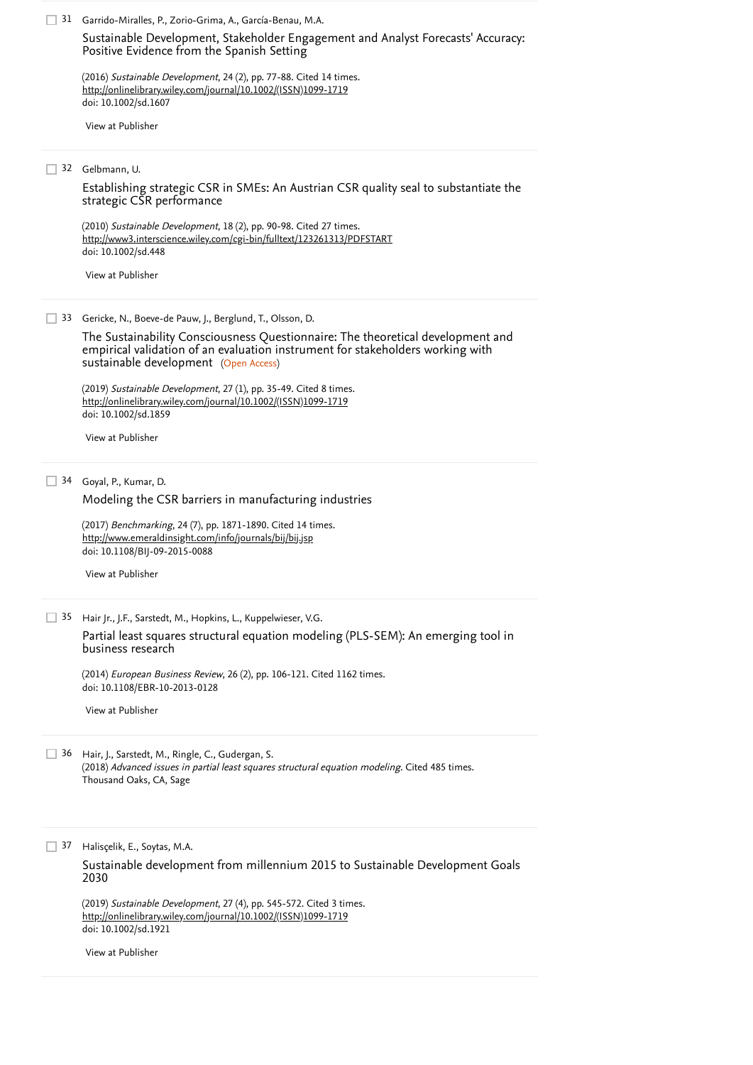31 Garrido-Miralles, P., Zorio-Grima, A., García-Benau, M.A.

Sustainable Development, Stakeholder Engagement and Analyst Forecasts' Accuracy: Positive Evidence from the Spanish Setting

(2016) *Sustainable Development*, 24 (2), pp. 77-88. Cited 14 times.
http://onlinelibrary.wiley.com/journal/10.1002/(ISSN)1099-1719
doi: 10.1002/sd.1607

View at Publisher

---

32 Gelbmann, U.

Establishing strategic CSR in SMEs: An Austrian CSR quality seal to substantiate the strategic CSR performance

(2010) *Sustainable Development*, 18 (2), pp. 90-98. Cited 27 times.
http://www3.interscience.wiley.com/cgi-bin/fulltext/123261313/PDFSTART
doi: 10.1002/sd.448

View at Publisher

---

33 Gericke, N., Boeve-de Pauw, J., Berglund, T., Olsson, D.

The Sustainability Consciousness Questionnaire: The theoretical development and empirical validation of an evaluation instrument for stakeholders working with sustainable development (Open Access)

(2019) *Sustainable Development*, 27 (1), pp. 35-49. Cited 8 times.
http://onlinelibrary.wiley.com/journal/10.1002/(ISSN)1099-1719
doi: 10.1002/sd.1859

View at Publisher

---

34 Goyal, P., Kumar, D.

Modeling the CSR barriers in manufacturing industries

(2017) *Benchmarking*, 24 (7), pp. 1871-1890. Cited 14 times.
http://www.emeraldinsight.com/info/journals/bij/bij.jsp
doi: 10.1108/BIJ-09-2015-0088

View at Publisher

---

35 Hair Jr., J.F., Sarstedt, M., Hopkins, L., Kuppelwieser, V.G.

Partial least squares structural equation modeling (PLS-SEM): An emerging tool in business research

(2014) *European Business Review*, 26 (2), pp. 106-121. Cited 1162 times.
doi: 10.1108/EBR-10-2013-0128

View at Publisher

---

36 Hair, J., Sarstedt, M., Ringle, C., Gudergan, S.
(2018) *Advanced issues in partial least squares structural equation modeling*. Cited 485 times.
Thousand Oaks, CA, Sage

---

37 Halisçelik, E., Soytas, M.A.

Sustainable development from millennium 2015 to Sustainable Development Goals 2030

(2019) *Sustainable Development*, 27 (4), pp. 545-572. Cited 3 times.
http://onlinelibrary.wiley.com/journal/10.1002/(ISSN)1099-1719
doi: 10.1002/sd.1921

View at Publisher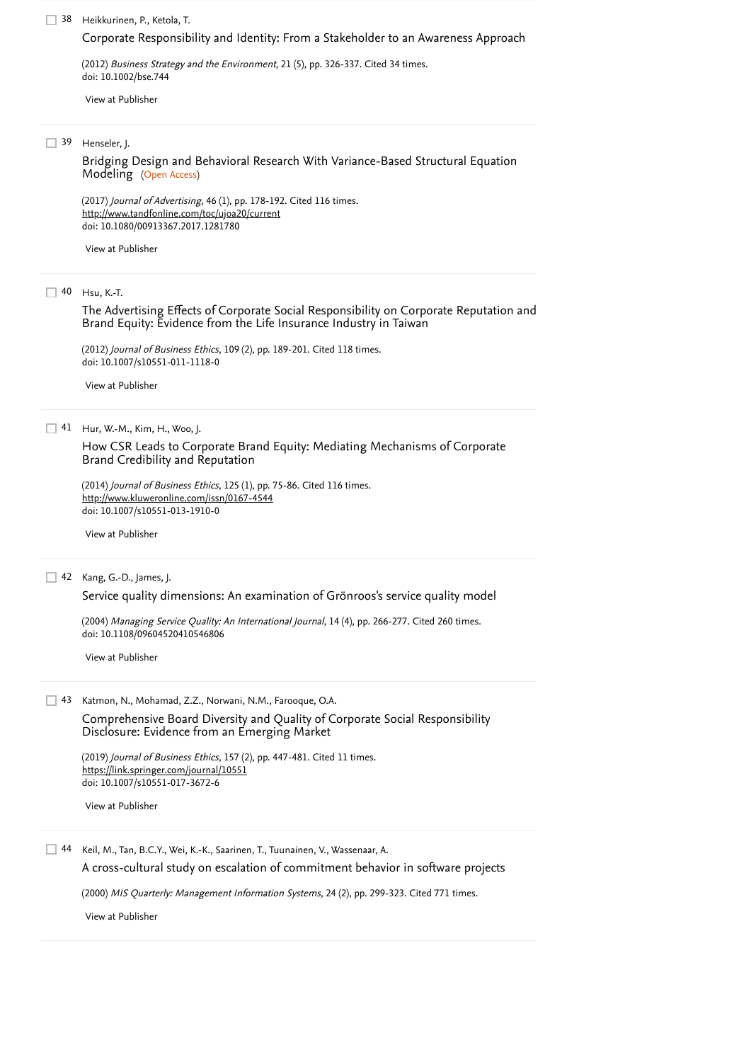38 Heikkurinen, P., Ketola, T.

Corporate Responsibility and Identity: From a Stakeholder to an Awareness Approach

(2012) *Business Strategy and the Environment*, 21 (5), pp. 326-337. Cited 34 times.
doi: 10.1002/bse.744

View at Publisher

---

39 Henseler, J.

Bridging Design and Behavioral Research With Variance-Based Structural Equation Modeling (Open Access)

(2017) *Journal of Advertising*, 46 (1), pp. 178-192. Cited 116 times.
http://www.tandfonline.com/toc/ujoa20/current
doi: 10.1080/00913367.2017.1281780

View at Publisher

---

40 Hsu, K.-T.

The Advertising Effects of Corporate Social Responsibility on Corporate Reputation and Brand Equity: Evidence from the Life Insurance Industry in Taiwan

(2012) *Journal of Business Ethics*, 109 (2), pp. 189-201. Cited 118 times.
doi: 10.1007/s10551-011-1118-0

View at Publisher

---

41 Hur, W.-M., Kim, H., Woo, J.

How CSR Leads to Corporate Brand Equity: Mediating Mechanisms of Corporate Brand Credibility and Reputation

(2014) *Journal of Business Ethics*, 125 (1), pp. 75-86. Cited 116 times.
http://www.kluweronline.com/issn/0167-4544
doi: 10.1007/s10551-013-1910-0

View at Publisher

---

42 Kang, G.-D., James, J.

Service quality dimensions: An examination of Grönroos's service quality model

(2004) *Managing Service Quality: An International Journal*, 14 (4), pp. 266-277. Cited 260 times.
doi: 10.1108/09604520410546806

View at Publisher

---

43 Katmon, N., Mohamad, Z.Z., Norwani, N.M., Farooque, O.A.

Comprehensive Board Diversity and Quality of Corporate Social Responsibility Disclosure: Evidence from an Emerging Market

(2019) *Journal of Business Ethics*, 157 (2), pp. 447-481. Cited 11 times.
https://link.springer.com/journal/10551
doi: 10.1007/s10551-017-3672-6

View at Publisher

---

44 Keil, M., Tan, B.C.Y., Wei, K.-K., Saarinen, T., Tuunainen, V., Wassenaar, A.

A cross-cultural study on escalation of commitment behavior in software projects

(2000) *MIS Quarterly: Management Information Systems*, 24 (2), pp. 299-323. Cited 771 times.

View at Publisher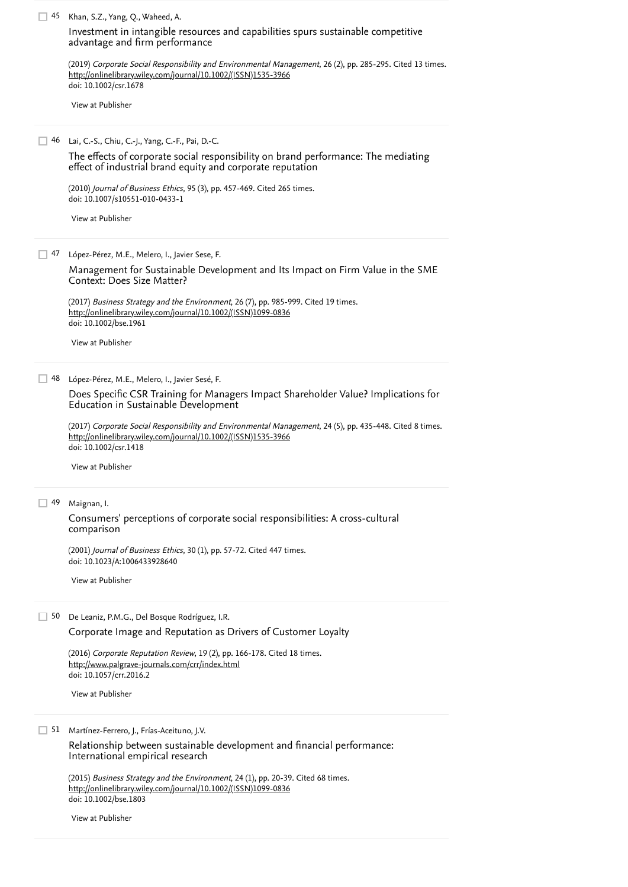45 Khan, S.Z., Yang, Q., Waheed, A.

Investment in intangible resources and capabilities spurs sustainable competitive advantage and firm performance

(2019) *Corporate Social Responsibility and Environmental Management*, 26 (2), pp. 285-295. Cited 13 times.
http://onlinelibrary.wiley.com/journal/10.1002/(ISSN)1535-3966
doi: 10.1002/csr.1678

View at Publisher

---

46 Lai, C.-S., Chiu, C.-J., Yang, C.-F., Pai, D.-C.

The effects of corporate social responsibility on brand performance: The mediating effect of industrial brand equity and corporate reputation

(2010) *Journal of Business Ethics*, 95 (3), pp. 457-469. Cited 265 times.
doi: 10.1007/s10551-010-0433-1

View at Publisher

---

47 López-Pérez, M.E., Melero, I., Javier Sese, F.

Management for Sustainable Development and Its Impact on Firm Value in the SME Context: Does Size Matter?

(2017) *Business Strategy and the Environment*, 26 (7), pp. 985-999. Cited 19 times.
http://onlinelibrary.wiley.com/journal/10.1002/(ISSN)1099-0836
doi: 10.1002/bse.1961

View at Publisher

---

48 López-Pérez, M.E., Melero, I., Javier Sesé, F.

Does Specific CSR Training for Managers Impact Shareholder Value? Implications for Education in Sustainable Development

(2017) *Corporate Social Responsibility and Environmental Management*, 24 (5), pp. 435-448. Cited 8 times.
http://onlinelibrary.wiley.com/journal/10.1002/(ISSN)1535-3966
doi: 10.1002/csr.1418

View at Publisher

---

49 Maignan, I.

Consumers' perceptions of corporate social responsibilities: A cross-cultural comparison

(2001) *Journal of Business Ethics*, 30 (1), pp. 57-72. Cited 447 times.
doi: 10.1023/A:1006433928640

View at Publisher

---

50 De Leaniz, P.M.G., Del Bosque Rodríguez, I.R.

Corporate Image and Reputation as Drivers of Customer Loyalty

(2016) *Corporate Reputation Review*, 19 (2), pp. 166-178. Cited 18 times.
http://www.palgrave-journals.com/crr/index.html
doi: 10.1057/crr.2016.2

View at Publisher

---

51 Martínez-Ferrero, J., Frías-Aceituno, J.V.

Relationship between sustainable development and financial performance: International empirical research

(2015) *Business Strategy and the Environment*, 24 (1), pp. 20-39. Cited 68 times.
http://onlinelibrary.wiley.com/journal/10.1002/(ISSN)1099-0836
doi: 10.1002/bse.1803

View at Publisher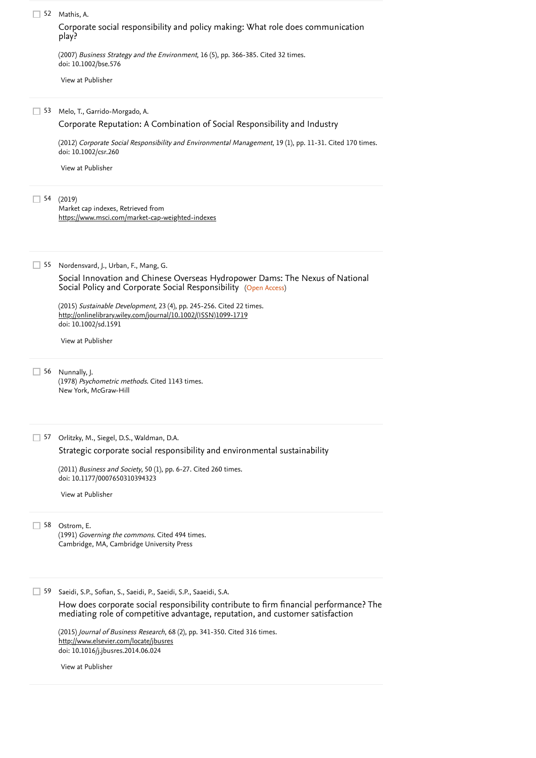52 Mathis, A.

Corporate social responsibility and policy making: What role does communication play?

(2007) *Business Strategy and the Environment*, 16 (5), pp. 366-385. Cited 32 times.
doi: 10.1002/bse.576

View at Publisher

53 Melo, T., Garrido-Morgado, A.

Corporate Reputation: A Combination of Social Responsibility and Industry

(2012) *Corporate Social Responsibility and Environmental Management*, 19 (1), pp. 11-31. Cited 170 times.
doi: 10.1002/csr.260

View at Publisher

54 (2019)
Market cap indexes, Retrieved from
https://www.msci.com/market-cap-weighted-indexes

55 Nordensvard, J., Urban, F., Mang, G.

Social Innovation and Chinese Overseas Hydropower Dams: The Nexus of National Social Policy and Corporate Social Responsibility (Open Access)

(2015) *Sustainable Development*, 23 (4), pp. 245-256. Cited 22 times.
http://onlinelibrary.wiley.com/journal/10.1002/(ISSN)1099-1719
doi: 10.1002/sd.1591

View at Publisher

56 Nunnally, J.
(1978) *Psychometric methods*. Cited 1143 times.
New York, McGraw-Hill

57 Orlitzky, M., Siegel, D.S., Waldman, D.A.

Strategic corporate social responsibility and environmental sustainability

(2011) *Business and Society*, 50 (1), pp. 6-27. Cited 260 times.
doi: 10.1177/0007650310394323

View at Publisher

58 Ostrom, E.
(1991) *Governing the commons*. Cited 494 times.
Cambridge, MA, Cambridge University Press

59 Saeidi, S.P., Sofian, S., Saeidi, P., Saeidi, S.P., Saaeidi, S.A.

How does corporate social responsibility contribute to firm financial performance? The mediating role of competitive advantage, reputation, and customer satisfaction

(2015) *Journal of Business Research*, 68 (2), pp. 341-350. Cited 316 times.
http://www.elsevier.com/locate/jbusres
doi: 10.1016/j.jbusres.2014.06.024

View at Publisher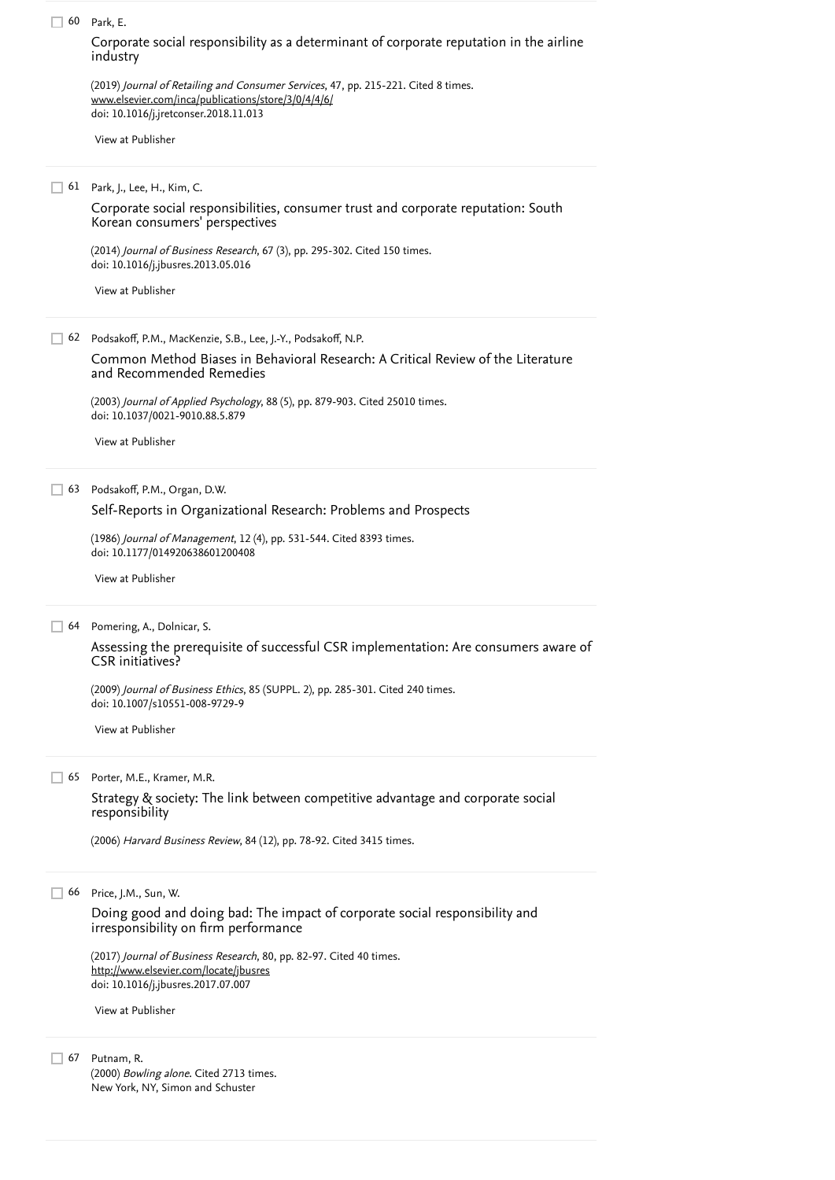60 Park, E.

Corporate social responsibility as a determinant of corporate reputation in the airline industry

(2019) *Journal of Retailing and Consumer Services*, 47, pp. 215-221. Cited 8 times.
www.elsevier.com/inca/publications/store/3/0/4/4/6/
doi: 10.1016/j.jretconser.2018.11.013

View at Publisher

61 Park, J., Lee, H., Kim, C.

Corporate social responsibilities, consumer trust and corporate reputation: South Korean consumers' perspectives

(2014) *Journal of Business Research*, 67 (3), pp. 295-302. Cited 150 times.
doi: 10.1016/j.jbusres.2013.05.016

View at Publisher

62 Podsakoff, P.M., MacKenzie, S.B., Lee, J.-Y., Podsakoff, N.P.

Common Method Biases in Behavioral Research: A Critical Review of the Literature and Recommended Remedies

(2003) *Journal of Applied Psychology*, 88 (5), pp. 879-903. Cited 25010 times.
doi: 10.1037/0021-9010.88.5.879

View at Publisher

63 Podsakoff, P.M., Organ, D.W.

Self-Reports in Organizational Research: Problems and Prospects

(1986) *Journal of Management*, 12 (4), pp. 531-544. Cited 8393 times.
doi: 10.1177/014920638601200408

View at Publisher

64 Pomering, A., Dolnicar, S.

Assessing the prerequisite of successful CSR implementation: Are consumers aware of CSR initiatives?

(2009) *Journal of Business Ethics*, 85 (SUPPL. 2), pp. 285-301. Cited 240 times.
doi: 10.1007/s10551-008-9729-9

View at Publisher

65 Porter, M.E., Kramer, M.R.

Strategy & society: The link between competitive advantage and corporate social responsibility

(2006) *Harvard Business Review*, 84 (12), pp. 78-92. Cited 3415 times.

66 Price, J.M., Sun, W.

Doing good and doing bad: The impact of corporate social responsibility and irresponsibility on firm performance

(2017) *Journal of Business Research*, 80, pp. 82-97. Cited 40 times.
http://www.elsevier.com/locate/jbusres
doi: 10.1016/j.jbusres.2017.07.007

View at Publisher

67 Putnam, R.
(2000) *Bowling alone*. Cited 2713 times.
New York, NY, Simon and Schuster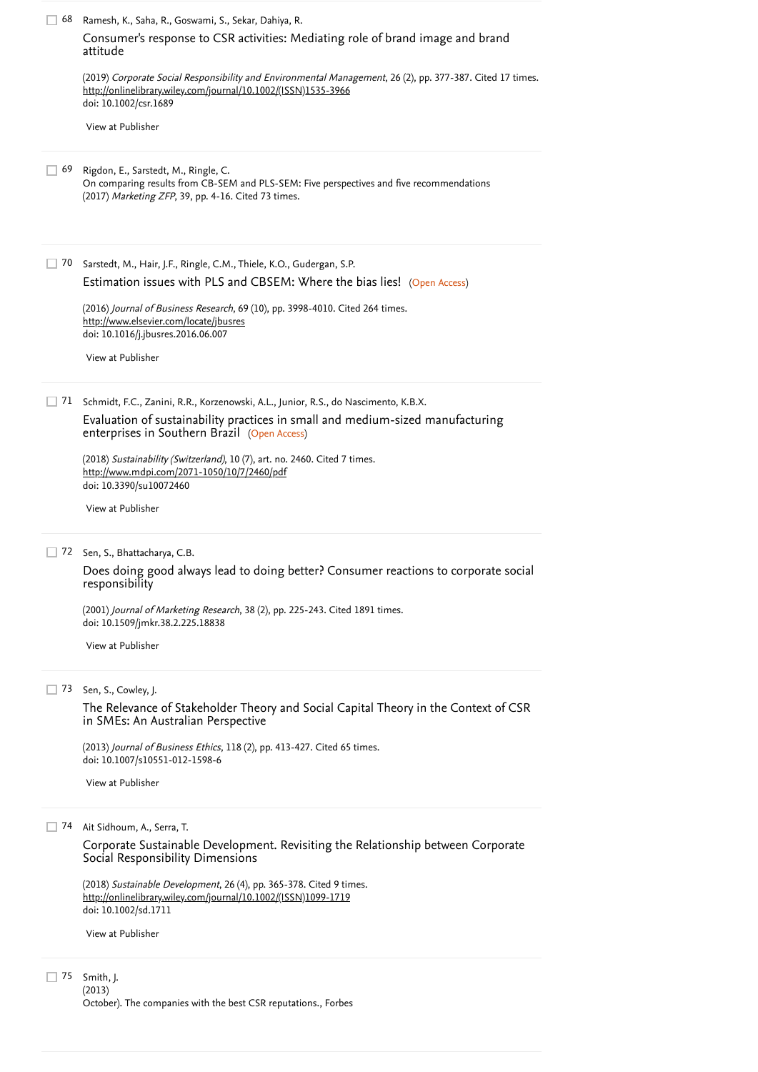68 Ramesh, K., Saha, R., Goswami, S., Sekar, Dahiya, R.

Consumer's response to CSR activities: Mediating role of brand image and brand attitude

(2019) *Corporate Social Responsibility and Environmental Management*, 26 (2), pp. 377-387. Cited 17 times.
http://onlinelibrary.wiley.com/journal/10.1002/(ISSN)1535-3966
doi: 10.1002/csr.1689

View at Publisher

69 Rigdon, E., Sarstedt, M., Ringle, C.

On comparing results from CB-SEM and PLS-SEM: Five perspectives and five recommendations
(2017) *Marketing ZFP*, 39, pp. 4-16. Cited 73 times.

70 Sarstedt, M., Hair, J.F., Ringle, C.M., Thiele, K.O., Gudergan, S.P.

Estimation issues with PLS and CBSEM: Where the bias lies! (Open Access)

(2016) *Journal of Business Research*, 69 (10), pp. 3998-4010. Cited 264 times.
http://www.elsevier.com/locate/jbusres
doi: 10.1016/j.jbusres.2016.06.007

View at Publisher

71 Schmidt, F.C., Zanini, R.R., Korzenowski, A.L., Junior, R.S., do Nascimento, K.B.X.

Evaluation of sustainability practices in small and medium-sized manufacturing enterprises in Southern Brazil (Open Access)

(2018) *Sustainability (Switzerland)*, 10 (7), art. no. 2460. Cited 7 times.
http://www.mdpi.com/2071-1050/10/7/2460/pdf
doi: 10.3390/su10072460

View at Publisher

72 Sen, S., Bhattacharya, C.B.

Does doing good always lead to doing better? Consumer reactions to corporate social responsibility

(2001) *Journal of Marketing Research*, 38 (2), pp. 225-243. Cited 1891 times.
doi: 10.1509/jmkr.38.2.225.18838

View at Publisher

73 Sen, S., Cowley, J.

The Relevance of Stakeholder Theory and Social Capital Theory in the Context of CSR in SMEs: An Australian Perspective

(2013) *Journal of Business Ethics*, 118 (2), pp. 413-427. Cited 65 times.
doi: 10.1007/s10551-012-1598-6

View at Publisher

74 Ait Sidhoum, A., Serra, T.

Corporate Sustainable Development. Revisiting the Relationship between Corporate Social Responsibility Dimensions

(2018) *Sustainable Development*, 26 (4), pp. 365-378. Cited 9 times.
http://onlinelibrary.wiley.com/journal/10.1002/(ISSN)1099-1719
doi: 10.1002/sd.1711

View at Publisher

75 Smith, J.
(2013)
October). The companies with the best CSR reputations., Forbes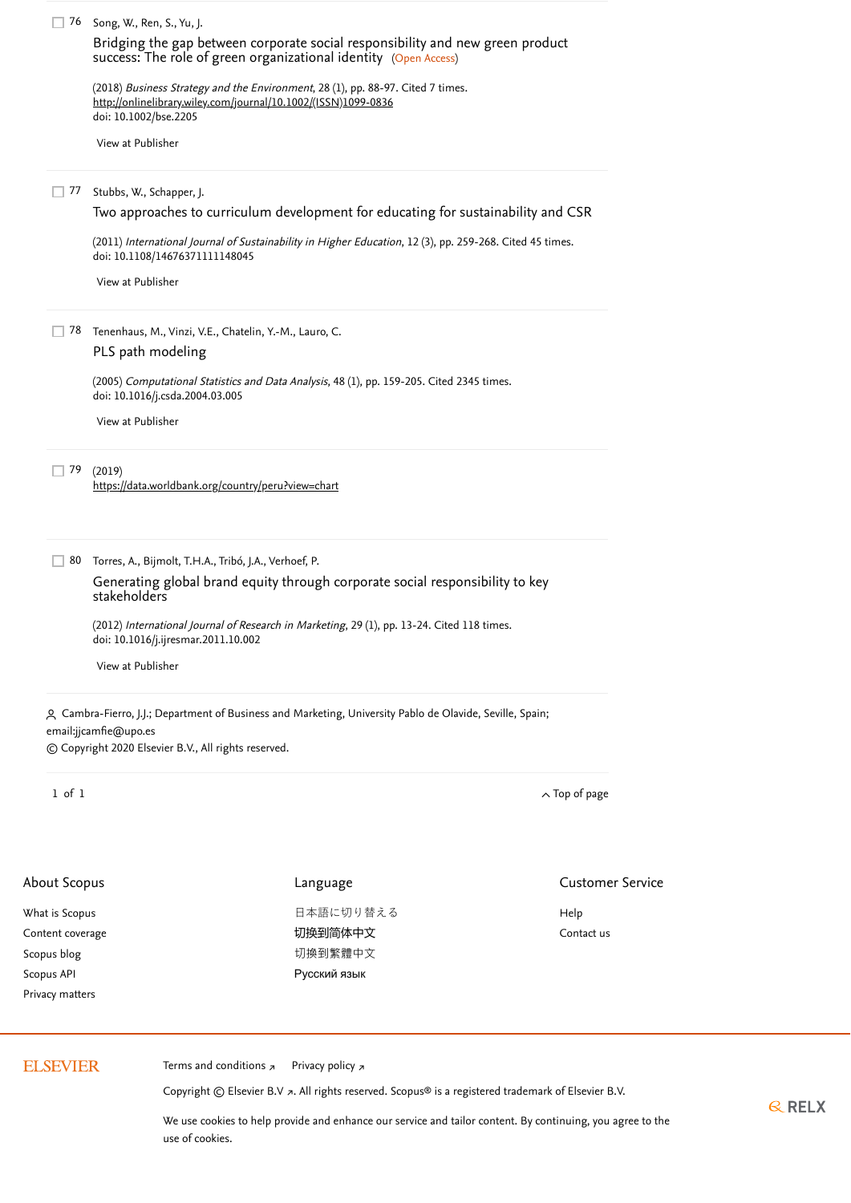76 Song, W., Ren, S., Yu, J.

Bridging the gap between corporate social responsibility and new green product success: The role of green organizational identity (Open Access)

(2018) *Business Strategy and the Environment*, 28 (1), pp. 88-97. Cited 7 times.
http://onlinelibrary.wiley.com/journal/10.1002/(ISSN)1099-0836
doi: 10.1002/bse.2205

View at Publisher

77 Stubbs, W., Schapper, J.

Two approaches to curriculum development for educating for sustainability and CSR

(2011) *International Journal of Sustainability in Higher Education*, 12 (3), pp. 259-268. Cited 45 times.
doi: 10.1108/14676371111148045

View at Publisher

78 Tenenhaus, M., Vinzi, V.E., Chatelin, Y.-M., Lauro, C.

PLS path modeling

(2005) *Computational Statistics and Data Analysis*, 48 (1), pp. 159-205. Cited 2345 times.
doi: 10.1016/j.csda.2004.03.005

View at Publisher

79 (2019)
https://data.worldbank.org/country/peru?view=chart

80 Torres, A., Bijmolt, T.H.A., Tribó, J.A., Verhoef, P.

Generating global brand equity through corporate social responsibility to key stakeholders

(2012) *International Journal of Research in Marketing*, 29 (1), pp. 13-24. Cited 118 times.
doi: 10.1016/j.ijresmar.2011.10.002

View at Publisher

Cambra-Fierro, J.J.; Department of Business and Marketing, University Pablo de Olavide, Seville, Spain; email:jjcamfie@upo.es

© Copyright 2020 Elsevier B.V., All rights reserved.

About Scopus

- What is Scopus
- Content coverage
- Scopus blog
- Scopus API
- Privacy matters

Language

- 日本語に切り替える
- 切换到简体中文
- 切換到繁體中文
- Русский язык

Customer Service

- Help
- Contact us

ELSEVIER

Terms and conditions ↗ Privacy policy ↗

Copyright © Elsevier B.V ↗. All rights reserved. Scopus® is a registered trademark of Elsevier B.V.

We use cookies to help provide and enhance our service and tailor content. By continuing, you agree to the use of cookies.

RELX